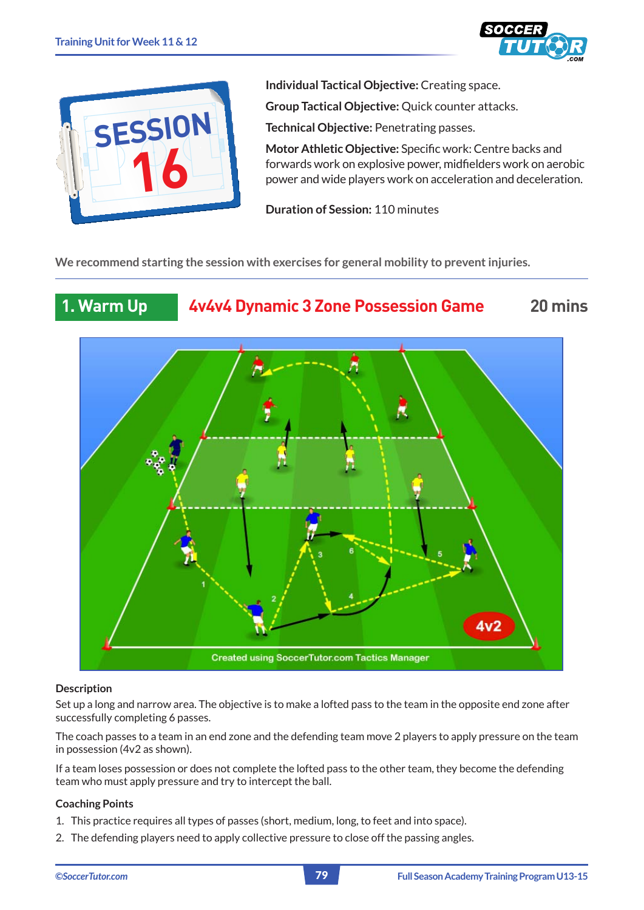# SESSION 16

**Individual Tactical Objective:** Creating space.

**Group Tactical Objective:** Quick counter attacks.

**Technical Objective:** Penetrating passes.

**Motor Athletic Objective:** Specific work: Centre backs and forwards work on explosive power, midfielders work on aerobic power and wide players work on acceleration and deceleration.

**Duration of Session:** 110 minutes

We recommend starting the session with exercises for general mobility to prevent injuries.

## 1. Warm Up — 4v4v4 Dynamic 3 Zone Possession Game — 20 mins

### Description

Set up a long and narrow area. The objective is to make a lofted pass to the team in the opposite end zone after successfully completing 6 passes.

The coach passes to a team in an end zone and the defending team move 2 players to apply pressure on the team in possession (4v2 as shown).

If a team loses possession or does not complete the lofted pass to the other team, they become the defending team who must apply pressure and try to intercept the ball.

### Coaching Points

1. This practice requires all types of passes (short, medium, long, to feet and into space).
2. The defending players need to apply collective pressure to close off the passing angles.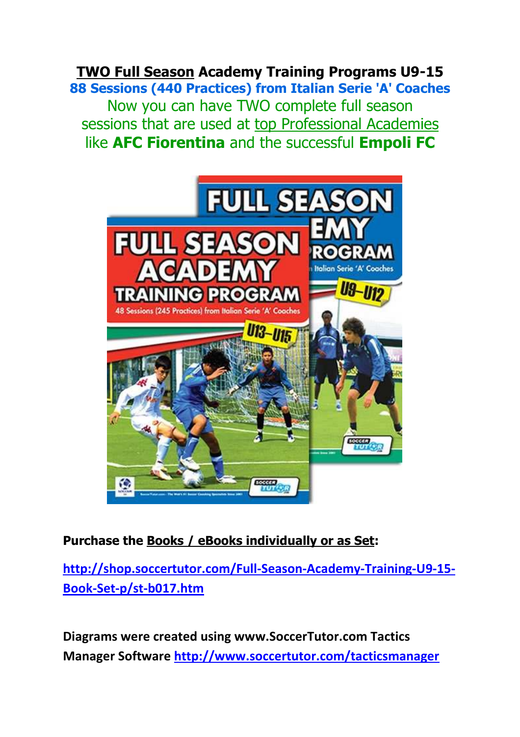**TWO Full Season Academy Training Programs U9-15**

**88 Sessions (440 Practices) from Italian Serie 'A' Coaches**

Now you can have TWO complete full season sessions that are used at top Professional Academies like **AFC Fiorentina** and the successful **Empoli FC**

**Purchase the Books / eBooks individually or as Set:**

**http://shop.soccertutor.com/Full-Season-Academy-Training-U9-15-Book-Set-p/st-b017.htm**

**Diagrams were created using www.SoccerTutor.com Tactics Manager Software http://www.soccertutor.com/tacticsmanager**